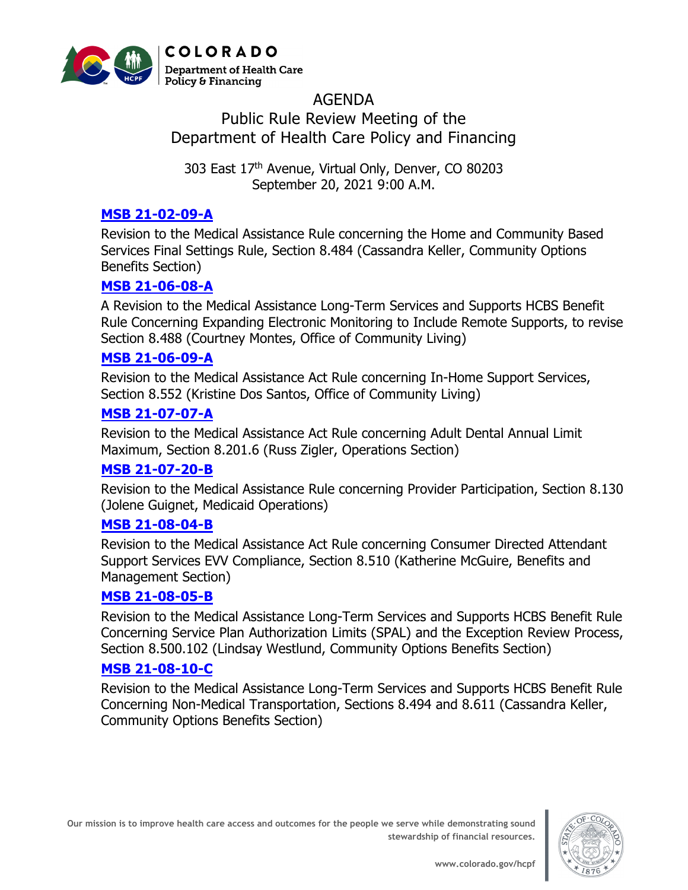COLORADO

Department of Health Care Policy & Financing

# AGENDA

## Public Rule Review Meeting of the Department of Health Care Policy and Financing

303 East 17th Avenue, Virtual Only, Denver, CO 80203
September 20, 2021 9:00 A.M.

### MSB 21-02-09-A

Revision to the Medical Assistance Rule concerning the Home and Community Based Services Final Settings Rule, Section 8.484 (Cassandra Keller, Community Options Benefits Section)

### MSB 21-06-08-A

A Revision to the Medical Assistance Long-Term Services and Supports HCBS Benefit Rule Concerning Expanding Electronic Monitoring to Include Remote Supports, to revise Section 8.488 (Courtney Montes, Office of Community Living)

### MSB 21-06-09-A

Revision to the Medical Assistance Act Rule concerning In-Home Support Services, Section 8.552 (Kristine Dos Santos, Office of Community Living)

### MSB 21-07-07-A

Revision to the Medical Assistance Act Rule concerning Adult Dental Annual Limit Maximum, Section 8.201.6 (Russ Zigler, Operations Section)

### MSB 21-07-20-B

Revision to the Medical Assistance Rule concerning Provider Participation, Section 8.130 (Jolene Guignet, Medicaid Operations)

### MSB 21-08-04-B

Revision to the Medical Assistance Act Rule concerning Consumer Directed Attendant Support Services EVV Compliance, Section 8.510 (Katherine McGuire, Benefits and Management Section)

### MSB 21-08-05-B

Revision to the Medical Assistance Long-Term Services and Supports HCBS Benefit Rule Concerning Service Plan Authorization Limits (SPAL) and the Exception Review Process, Section 8.500.102 (Lindsay Westlund, Community Options Benefits Section)

### MSB 21-08-10-C

Revision to the Medical Assistance Long-Term Services and Supports HCBS Benefit Rule Concerning Non-Medical Transportation, Sections 8.494 and 8.611 (Cassandra Keller, Community Options Benefits Section)

Our mission is to improve health care access and outcomes for the people we serve while demonstrating sound stewardship of financial resources.

www.colorado.gov/hcpf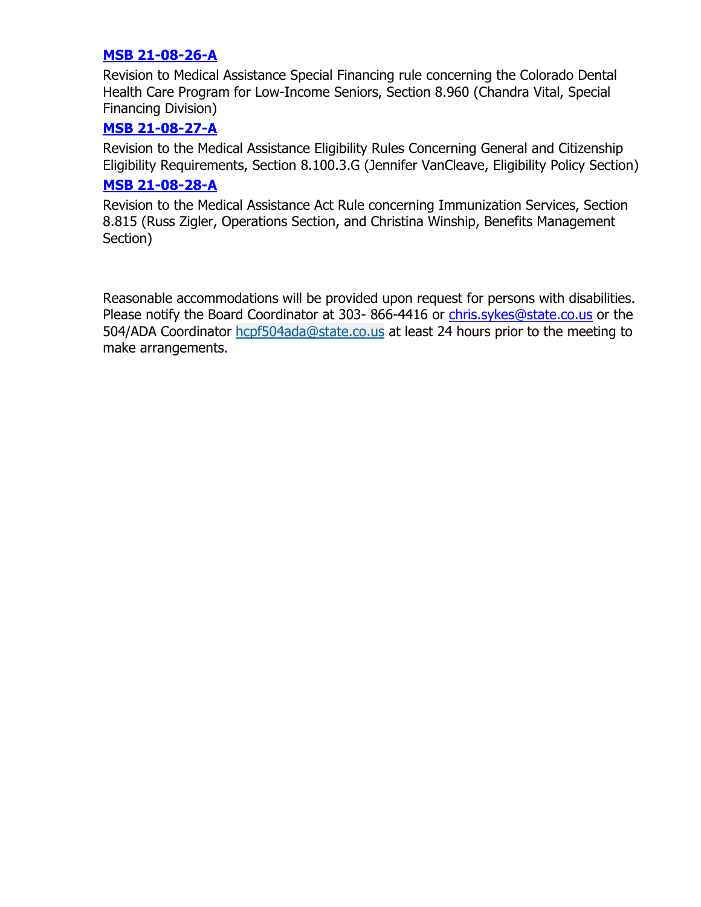**MSB 21-08-26-A**

Revision to Medical Assistance Special Financing rule concerning the Colorado Dental Health Care Program for Low-Income Seniors, Section 8.960 (Chandra Vital, Special Financing Division)

**MSB 21-08-27-A**

Revision to the Medical Assistance Eligibility Rules Concerning General and Citizenship Eligibility Requirements, Section 8.100.3.G (Jennifer VanCleave, Eligibility Policy Section)

**MSB 21-08-28-A**

Revision to the Medical Assistance Act Rule concerning Immunization Services, Section 8.815 (Russ Zigler, Operations Section, and Christina Winship, Benefits Management Section)

Reasonable accommodations will be provided upon request for persons with disabilities. Please notify the Board Coordinator at 303- 866-4416 or chris.sykes@state.co.us or the 504/ADA Coordinator hcpf504ada@state.co.us at least 24 hours prior to the meeting to make arrangements.